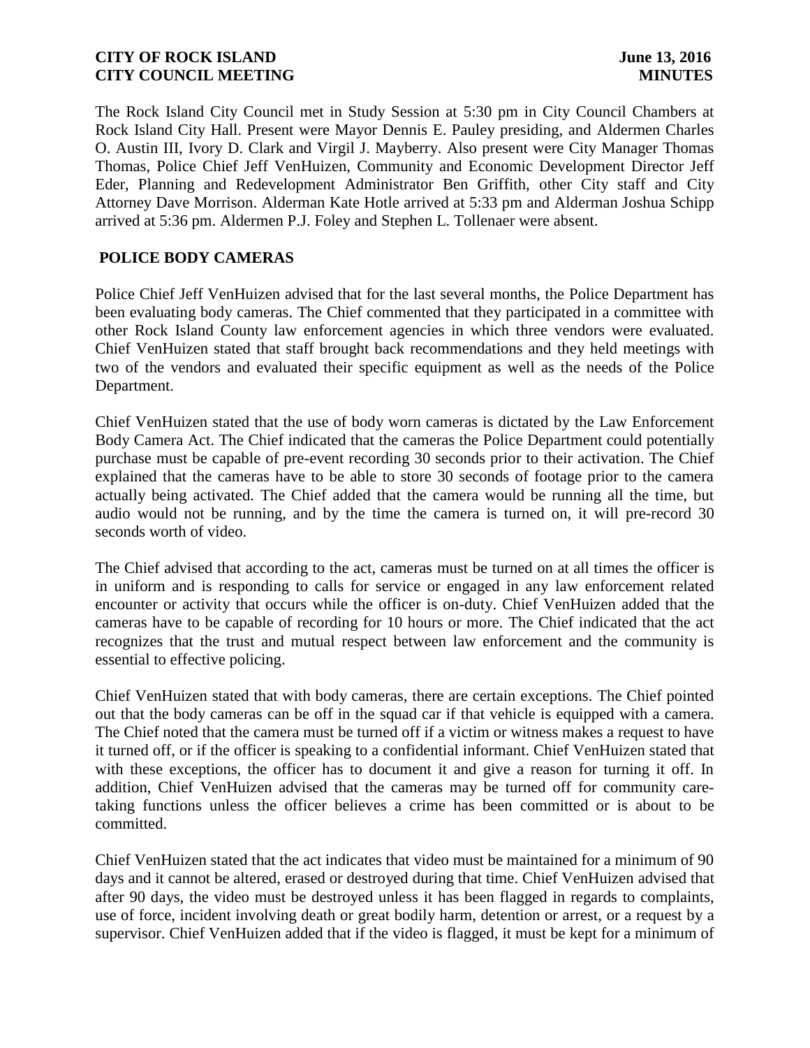**CITY OF ROCK ISLAND** **June 13, 2016**
**CITY COUNCIL MEETING** **MINUTES**

The Rock Island City Council met in Study Session at 5:30 pm in City Council Chambers at Rock Island City Hall. Present were Mayor Dennis E. Pauley presiding, and Aldermen Charles O. Austin III, Ivory D. Clark and Virgil J. Mayberry. Also present were City Manager Thomas Thomas, Police Chief Jeff VenHuizen, Community and Economic Development Director Jeff Eder, Planning and Redevelopment Administrator Ben Griffith, other City staff and City Attorney Dave Morrison. Alderman Kate Hotle arrived at 5:33 pm and Alderman Joshua Schipp arrived at 5:36 pm. Aldermen P.J. Foley and Stephen L. Tollenaer were absent.

## POLICE BODY CAMERAS

Police Chief Jeff VenHuizen advised that for the last several months, the Police Department has been evaluating body cameras. The Chief commented that they participated in a committee with other Rock Island County law enforcement agencies in which three vendors were evaluated. Chief VenHuizen stated that staff brought back recommendations and they held meetings with two of the vendors and evaluated their specific equipment as well as the needs of the Police Department.

Chief VenHuizen stated that the use of body worn cameras is dictated by the Law Enforcement Body Camera Act. The Chief indicated that the cameras the Police Department could potentially purchase must be capable of pre-event recording 30 seconds prior to their activation. The Chief explained that the cameras have to be able to store 30 seconds of footage prior to the camera actually being activated. The Chief added that the camera would be running all the time, but audio would not be running, and by the time the camera is turned on, it will pre-record 30 seconds worth of video.

The Chief advised that according to the act, cameras must be turned on at all times the officer is in uniform and is responding to calls for service or engaged in any law enforcement related encounter or activity that occurs while the officer is on-duty. Chief VenHuizen added that the cameras have to be capable of recording for 10 hours or more. The Chief indicated that the act recognizes that the trust and mutual respect between law enforcement and the community is essential to effective policing.

Chief VenHuizen stated that with body cameras, there are certain exceptions. The Chief pointed out that the body cameras can be off in the squad car if that vehicle is equipped with a camera. The Chief noted that the camera must be turned off if a victim or witness makes a request to have it turned off, or if the officer is speaking to a confidential informant. Chief VenHuizen stated that with these exceptions, the officer has to document it and give a reason for turning it off. In addition, Chief VenHuizen advised that the cameras may be turned off for community care-taking functions unless the officer believes a crime has been committed or is about to be committed.

Chief VenHuizen stated that the act indicates that video must be maintained for a minimum of 90 days and it cannot be altered, erased or destroyed during that time. Chief VenHuizen advised that after 90 days, the video must be destroyed unless it has been flagged in regards to complaints, use of force, incident involving death or great bodily harm, detention or arrest, or a request by a supervisor. Chief VenHuizen added that if the video is flagged, it must be kept for a minimum of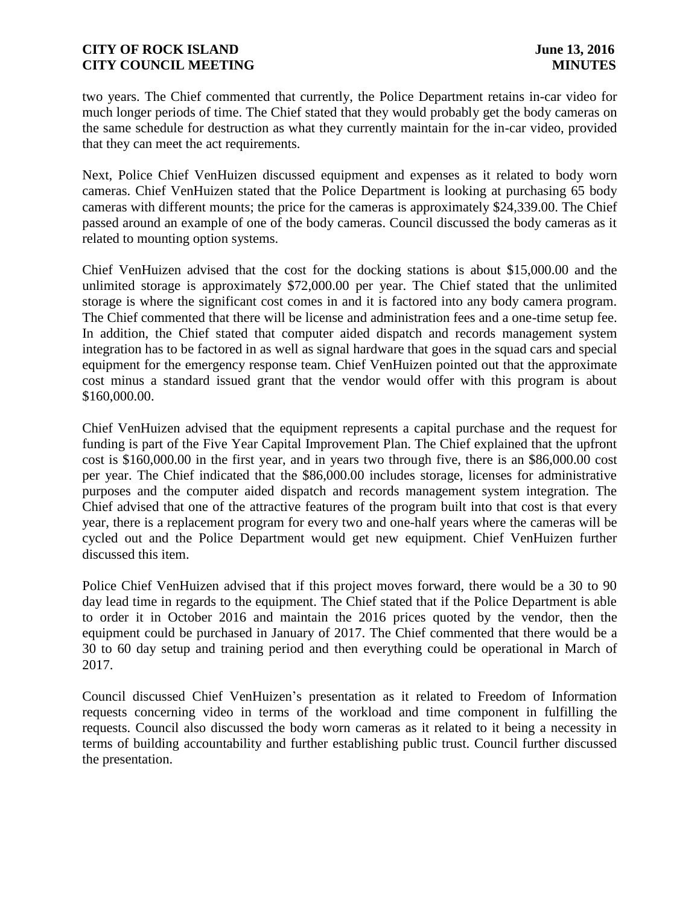two years. The Chief commented that currently, the Police Department retains in-car video for much longer periods of time. The Chief stated that they would probably get the body cameras on the same schedule for destruction as what they currently maintain for the in-car video, provided that they can meet the act requirements.

Next, Police Chief VenHuizen discussed equipment and expenses as it related to body worn cameras. Chief VenHuizen stated that the Police Department is looking at purchasing 65 body cameras with different mounts; the price for the cameras is approximately $24,339.00. The Chief passed around an example of one of the body cameras. Council discussed the body cameras as it related to mounting option systems.

Chief VenHuizen advised that the cost for the docking stations is about $15,000.00 and the unlimited storage is approximately $72,000.00 per year. The Chief stated that the unlimited storage is where the significant cost comes in and it is factored into any body camera program. The Chief commented that there will be license and administration fees and a one-time setup fee. In addition, the Chief stated that computer aided dispatch and records management system integration has to be factored in as well as signal hardware that goes in the squad cars and special equipment for the emergency response team. Chief VenHuizen pointed out that the approximate cost minus a standard issued grant that the vendor would offer with this program is about $160,000.00.

Chief VenHuizen advised that the equipment represents a capital purchase and the request for funding is part of the Five Year Capital Improvement Plan. The Chief explained that the upfront cost is $160,000.00 in the first year, and in years two through five, there is an $86,000.00 cost per year. The Chief indicated that the $86,000.00 includes storage, licenses for administrative purposes and the computer aided dispatch and records management system integration. The Chief advised that one of the attractive features of the program built into that cost is that every year, there is a replacement program for every two and one-half years where the cameras will be cycled out and the Police Department would get new equipment. Chief VenHuizen further discussed this item.

Police Chief VenHuizen advised that if this project moves forward, there would be a 30 to 90 day lead time in regards to the equipment. The Chief stated that if the Police Department is able to order it in October 2016 and maintain the 2016 prices quoted by the vendor, then the equipment could be purchased in January of 2017. The Chief commented that there would be a 30 to 60 day setup and training period and then everything could be operational in March of 2017.

Council discussed Chief VenHuizen's presentation as it related to Freedom of Information requests concerning video in terms of the workload and time component in fulfilling the requests. Council also discussed the body worn cameras as it related to it being a necessity in terms of building accountability and further establishing public trust. Council further discussed the presentation.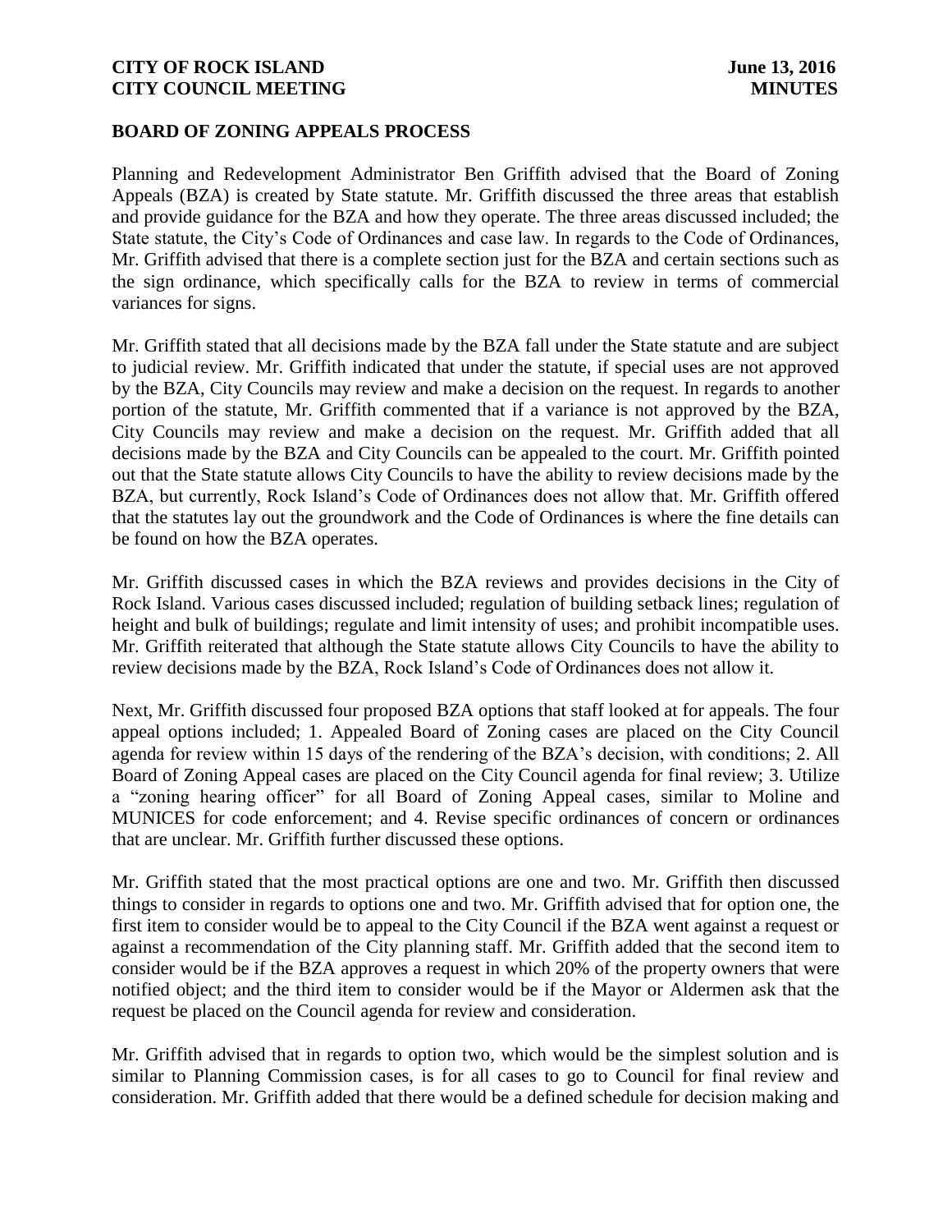## BOARD OF ZONING APPEALS PROCESS

Planning and Redevelopment Administrator Ben Griffith advised that the Board of Zoning Appeals (BZA) is created by State statute. Mr. Griffith discussed the three areas that establish and provide guidance for the BZA and how they operate. The three areas discussed included; the State statute, the City's Code of Ordinances and case law. In regards to the Code of Ordinances, Mr. Griffith advised that there is a complete section just for the BZA and certain sections such as the sign ordinance, which specifically calls for the BZA to review in terms of commercial variances for signs.

Mr. Griffith stated that all decisions made by the BZA fall under the State statute and are subject to judicial review. Mr. Griffith indicated that under the statute, if special uses are not approved by the BZA, City Councils may review and make a decision on the request. In regards to another portion of the statute, Mr. Griffith commented that if a variance is not approved by the BZA, City Councils may review and make a decision on the request. Mr. Griffith added that all decisions made by the BZA and City Councils can be appealed to the court. Mr. Griffith pointed out that the State statute allows City Councils to have the ability to review decisions made by the BZA, but currently, Rock Island's Code of Ordinances does not allow that. Mr. Griffith offered that the statutes lay out the groundwork and the Code of Ordinances is where the fine details can be found on how the BZA operates.

Mr. Griffith discussed cases in which the BZA reviews and provides decisions in the City of Rock Island. Various cases discussed included; regulation of building setback lines; regulation of height and bulk of buildings; regulate and limit intensity of uses; and prohibit incompatible uses. Mr. Griffith reiterated that although the State statute allows City Councils to have the ability to review decisions made by the BZA, Rock Island's Code of Ordinances does not allow it.

Next, Mr. Griffith discussed four proposed BZA options that staff looked at for appeals. The four appeal options included; 1. Appealed Board of Zoning cases are placed on the City Council agenda for review within 15 days of the rendering of the BZA's decision, with conditions; 2. All Board of Zoning Appeal cases are placed on the City Council agenda for final review; 3. Utilize a "zoning hearing officer" for all Board of Zoning Appeal cases, similar to Moline and MUNICES for code enforcement; and 4. Revise specific ordinances of concern or ordinances that are unclear. Mr. Griffith further discussed these options.

Mr. Griffith stated that the most practical options are one and two. Mr. Griffith then discussed things to consider in regards to options one and two. Mr. Griffith advised that for option one, the first item to consider would be to appeal to the City Council if the BZA went against a request or against a recommendation of the City planning staff. Mr. Griffith added that the second item to consider would be if the BZA approves a request in which 20% of the property owners that were notified object; and the third item to consider would be if the Mayor or Aldermen ask that the request be placed on the Council agenda for review and consideration.

Mr. Griffith advised that in regards to option two, which would be the simplest solution and is similar to Planning Commission cases, is for all cases to go to Council for final review and consideration. Mr. Griffith added that there would be a defined schedule for decision making and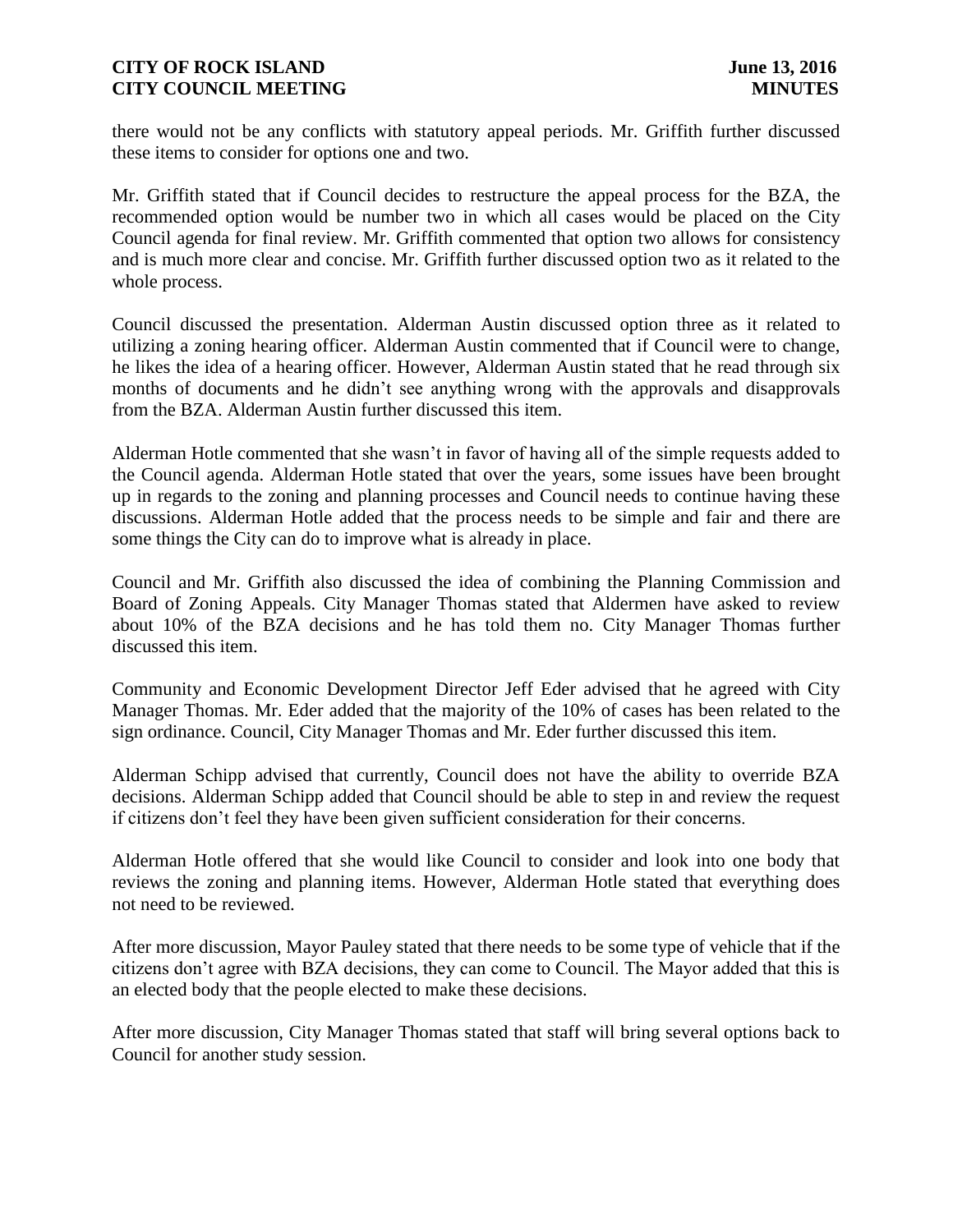there would not be any conflicts with statutory appeal periods. Mr. Griffith further discussed these items to consider for options one and two.

Mr. Griffith stated that if Council decides to restructure the appeal process for the BZA, the recommended option would be number two in which all cases would be placed on the City Council agenda for final review. Mr. Griffith commented that option two allows for consistency and is much more clear and concise. Mr. Griffith further discussed option two as it related to the whole process.

Council discussed the presentation. Alderman Austin discussed option three as it related to utilizing a zoning hearing officer. Alderman Austin commented that if Council were to change, he likes the idea of a hearing officer. However, Alderman Austin stated that he read through six months of documents and he didn't see anything wrong with the approvals and disapprovals from the BZA. Alderman Austin further discussed this item.

Alderman Hotle commented that she wasn't in favor of having all of the simple requests added to the Council agenda. Alderman Hotle stated that over the years, some issues have been brought up in regards to the zoning and planning processes and Council needs to continue having these discussions. Alderman Hotle added that the process needs to be simple and fair and there are some things the City can do to improve what is already in place.

Council and Mr. Griffith also discussed the idea of combining the Planning Commission and Board of Zoning Appeals. City Manager Thomas stated that Aldermen have asked to review about 10% of the BZA decisions and he has told them no. City Manager Thomas further discussed this item.

Community and Economic Development Director Jeff Eder advised that he agreed with City Manager Thomas. Mr. Eder added that the majority of the 10% of cases has been related to the sign ordinance. Council, City Manager Thomas and Mr. Eder further discussed this item.

Alderman Schipp advised that currently, Council does not have the ability to override BZA decisions. Alderman Schipp added that Council should be able to step in and review the request if citizens don't feel they have been given sufficient consideration for their concerns.

Alderman Hotle offered that she would like Council to consider and look into one body that reviews the zoning and planning items. However, Alderman Hotle stated that everything does not need to be reviewed.

After more discussion, Mayor Pauley stated that there needs to be some type of vehicle that if the citizens don't agree with BZA decisions, they can come to Council. The Mayor added that this is an elected body that the people elected to make these decisions.

After more discussion, City Manager Thomas stated that staff will bring several options back to Council for another study session.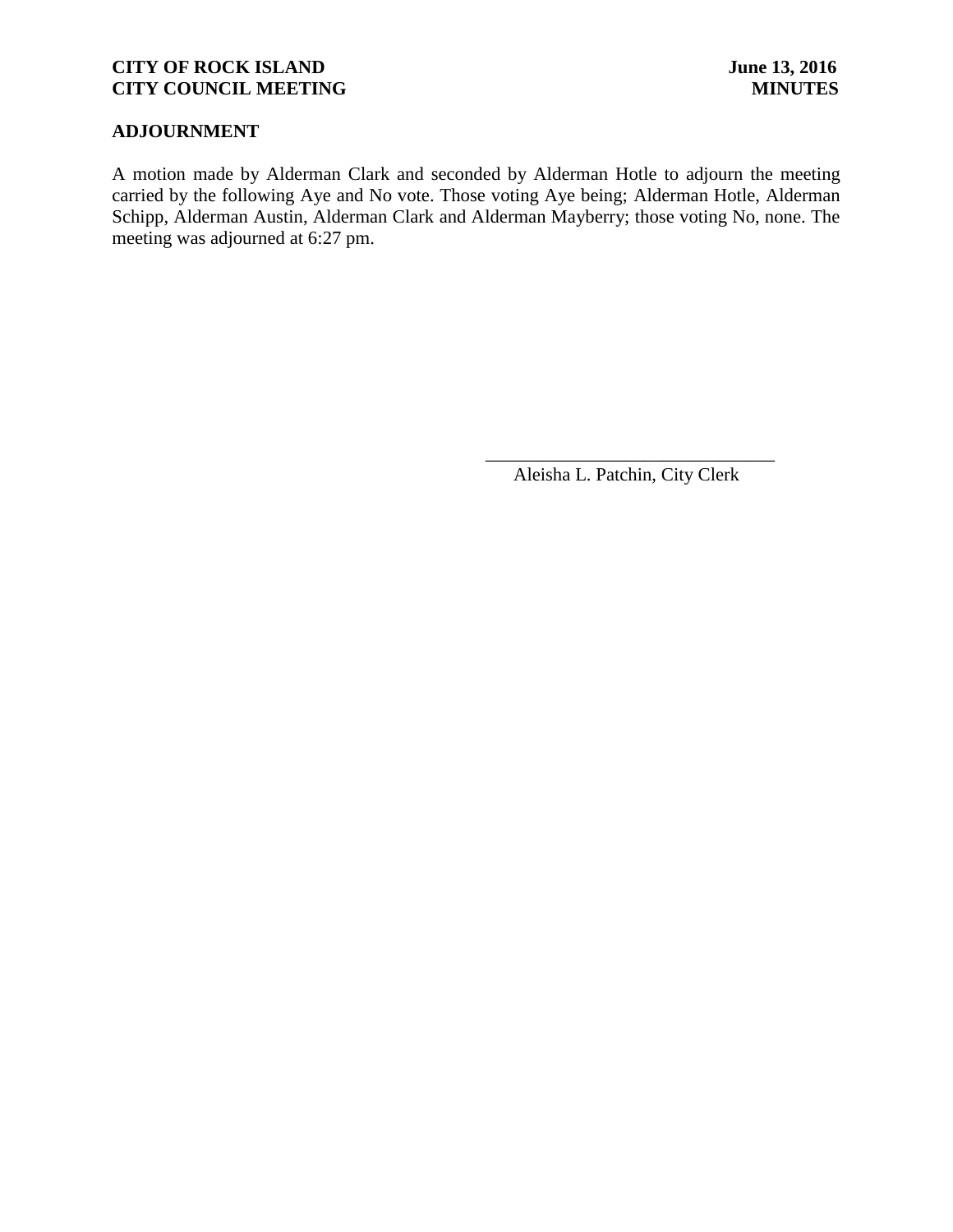## ADJOURNMENT

A motion made by Alderman Clark and seconded by Alderman Hotle to adjourn the meeting carried by the following Aye and No vote. Those voting Aye being; Alderman Hotle, Alderman Schipp, Alderman Austin, Alderman Clark and Alderman Mayberry; those voting No, none. The meeting was adjourned at 6:27 pm.

_______________________________

Aleisha L. Patchin, City Clerk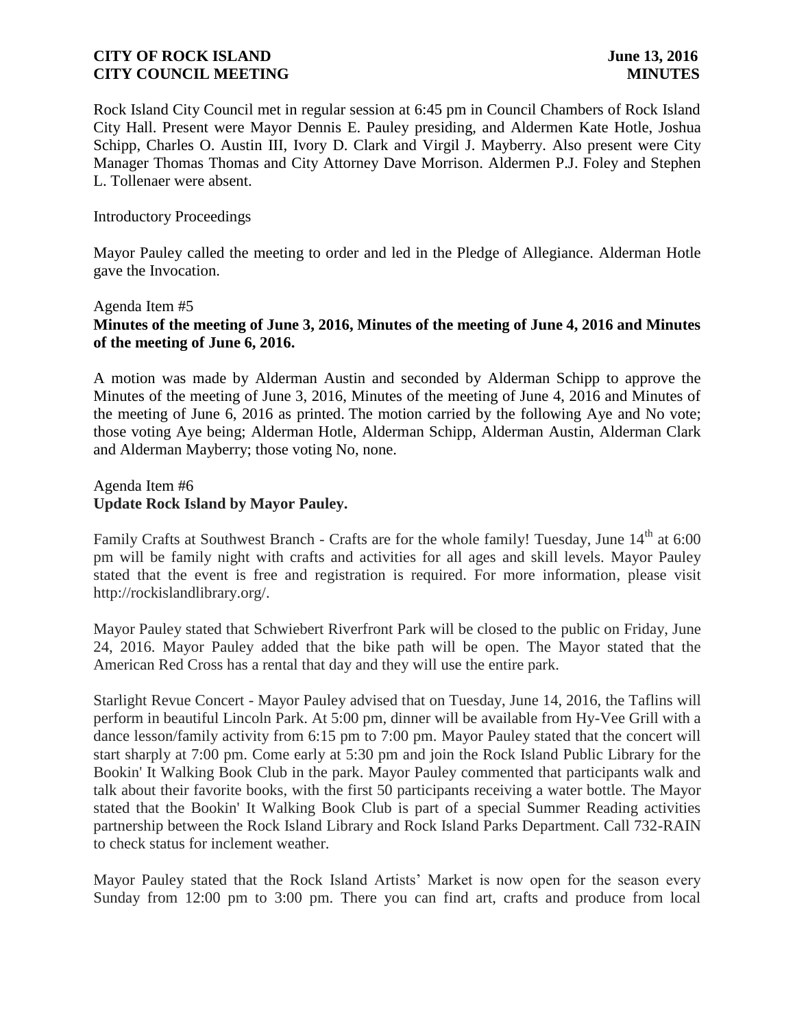Rock Island City Council met in regular session at 6:45 pm in Council Chambers of Rock Island City Hall. Present were Mayor Dennis E. Pauley presiding, and Aldermen Kate Hotle, Joshua Schipp, Charles O. Austin III, Ivory D. Clark and Virgil J. Mayberry. Also present were City Manager Thomas Thomas and City Attorney Dave Morrison. Aldermen P.J. Foley and Stephen L. Tollenaer were absent.

Introductory Proceedings

Mayor Pauley called the meeting to order and led in the Pledge of Allegiance. Alderman Hotle gave the Invocation.

Agenda Item #5
**Minutes of the meeting of June 3, 2016, Minutes of the meeting of June 4, 2016 and Minutes of the meeting of June 6, 2016.**

A motion was made by Alderman Austin and seconded by Alderman Schipp to approve the Minutes of the meeting of June 3, 2016, Minutes of the meeting of June 4, 2016 and Minutes of the meeting of June 6, 2016 as printed. The motion carried by the following Aye and No vote; those voting Aye being; Alderman Hotle, Alderman Schipp, Alderman Austin, Alderman Clark and Alderman Mayberry; those voting No, none.

Agenda Item #6
**Update Rock Island by Mayor Pauley.**

Family Crafts at Southwest Branch - Crafts are for the whole family! Tuesday, June 14th at 6:00 pm will be family night with crafts and activities for all ages and skill levels. Mayor Pauley stated that the event is free and registration is required. For more information, please visit http://rockislandlibrary.org/.

Mayor Pauley stated that Schwiebert Riverfront Park will be closed to the public on Friday, June 24, 2016. Mayor Pauley added that the bike path will be open. The Mayor stated that the American Red Cross has a rental that day and they will use the entire park.

Starlight Revue Concert - Mayor Pauley advised that on Tuesday, June 14, 2016, the Taflins will perform in beautiful Lincoln Park. At 5:00 pm, dinner will be available from Hy-Vee Grill with a dance lesson/family activity from 6:15 pm to 7:00 pm. Mayor Pauley stated that the concert will start sharply at 7:00 pm. Come early at 5:30 pm and join the Rock Island Public Library for the Bookin' It Walking Book Club in the park. Mayor Pauley commented that participants walk and talk about their favorite books, with the first 50 participants receiving a water bottle. The Mayor stated that the Bookin' It Walking Book Club is part of a special Summer Reading activities partnership between the Rock Island Library and Rock Island Parks Department. Call 732-RAIN to check status for inclement weather.

Mayor Pauley stated that the Rock Island Artists' Market is now open for the season every Sunday from 12:00 pm to 3:00 pm. There you can find art, crafts and produce from local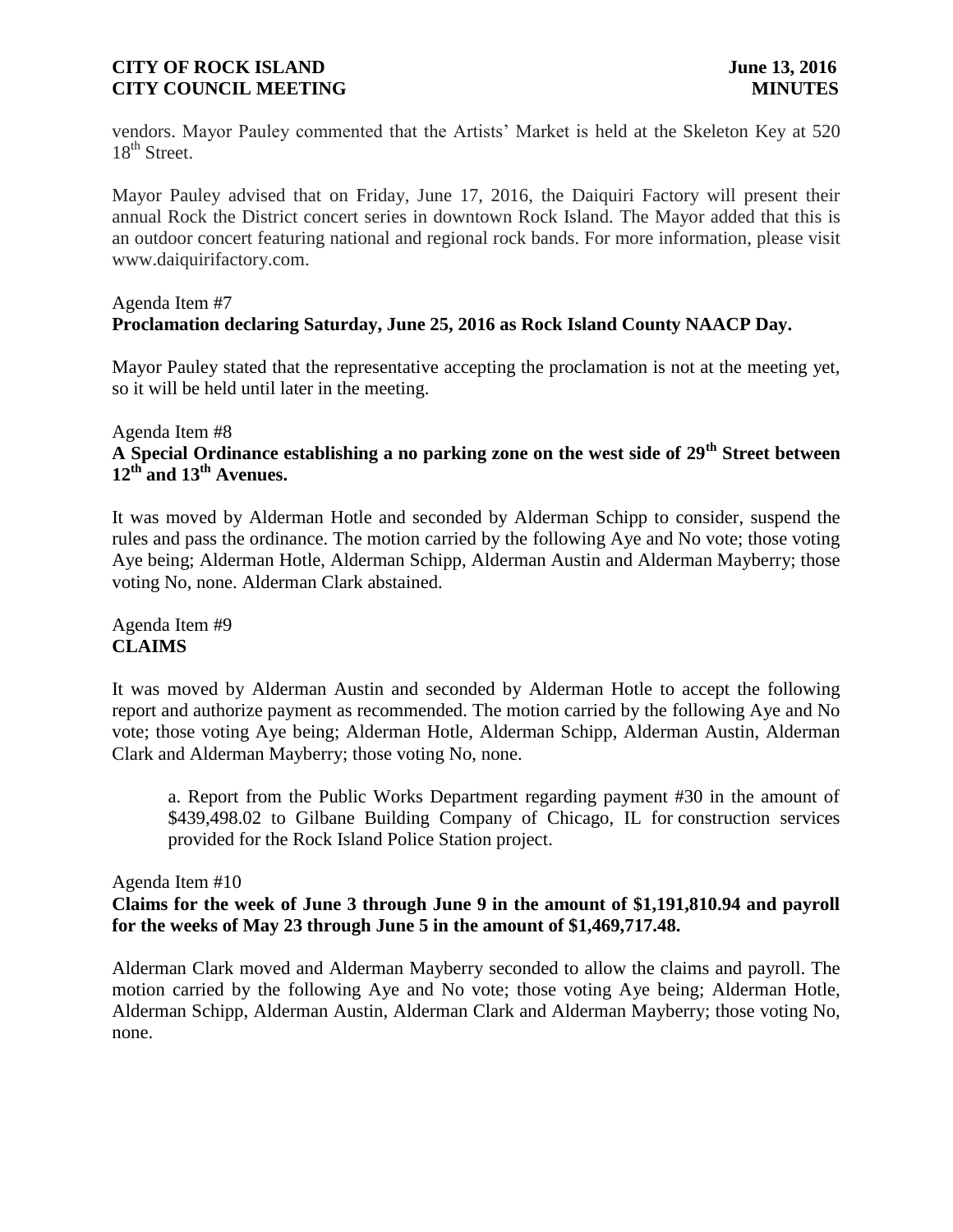vendors. Mayor Pauley commented that the Artists' Market is held at the Skeleton Key at 520 18th Street.

Mayor Pauley advised that on Friday, June 17, 2016, the Daiquiri Factory will present their annual Rock the District concert series in downtown Rock Island. The Mayor added that this is an outdoor concert featuring national and regional rock bands. For more information, please visit www.daiquirifactory.com.

Agenda Item #7
**Proclamation declaring Saturday, June 25, 2016 as Rock Island County NAACP Day.**

Mayor Pauley stated that the representative accepting the proclamation is not at the meeting yet, so it will be held until later in the meeting.

Agenda Item #8
**A Special Ordinance establishing a no parking zone on the west side of 29th Street between 12th and 13th Avenues.**

It was moved by Alderman Hotle and seconded by Alderman Schipp to consider, suspend the rules and pass the ordinance. The motion carried by the following Aye and No vote; those voting Aye being; Alderman Hotle, Alderman Schipp, Alderman Austin and Alderman Mayberry; those voting No, none. Alderman Clark abstained.

Agenda Item #9
**CLAIMS**

It was moved by Alderman Austin and seconded by Alderman Hotle to accept the following report and authorize payment as recommended. The motion carried by the following Aye and No vote; those voting Aye being; Alderman Hotle, Alderman Schipp, Alderman Austin, Alderman Clark and Alderman Mayberry; those voting No, none.

a. Report from the Public Works Department regarding payment #30 in the amount of $439,498.02 to Gilbane Building Company of Chicago, IL for construction services provided for the Rock Island Police Station project.

Agenda Item #10
**Claims for the week of June 3 through June 9 in the amount of $1,191,810.94 and payroll for the weeks of May 23 through June 5 in the amount of $1,469,717.48.**

Alderman Clark moved and Alderman Mayberry seconded to allow the claims and payroll. The motion carried by the following Aye and No vote; those voting Aye being; Alderman Hotle, Alderman Schipp, Alderman Austin, Alderman Clark and Alderman Mayberry; those voting No, none.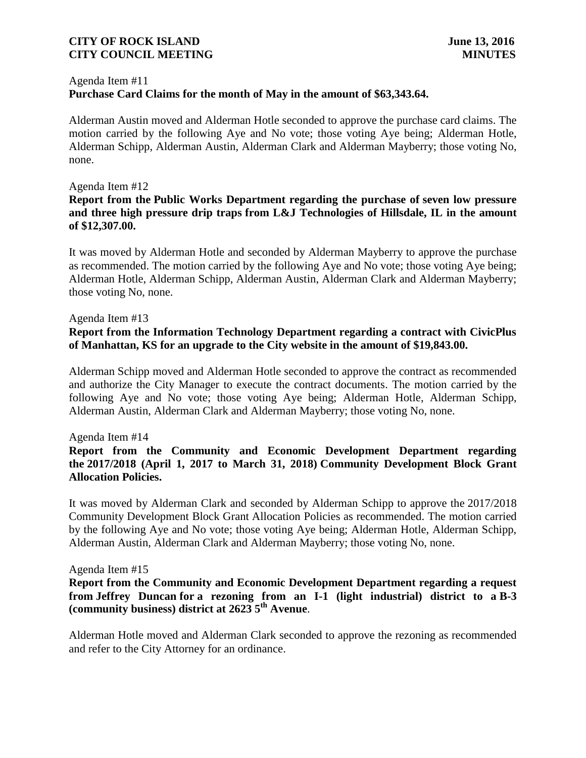Agenda Item #11
**Purchase Card Claims for the month of May in the amount of $63,343.64.**

Alderman Austin moved and Alderman Hotle seconded to approve the purchase card claims. The motion carried by the following Aye and No vote; those voting Aye being; Alderman Hotle, Alderman Schipp, Alderman Austin, Alderman Clark and Alderman Mayberry; those voting No, none.

Agenda Item #12
**Report from the Public Works Department regarding the purchase of seven low pressure and three high pressure drip traps from L&J Technologies of Hillsdale, IL in the amount of $12,307.00.**

It was moved by Alderman Hotle and seconded by Alderman Mayberry to approve the purchase as recommended. The motion carried by the following Aye and No vote; those voting Aye being; Alderman Hotle, Alderman Schipp, Alderman Austin, Alderman Clark and Alderman Mayberry; those voting No, none.

Agenda Item #13
**Report from the Information Technology Department regarding a contract with CivicPlus of Manhattan, KS for an upgrade to the City website in the amount of $19,843.00.**

Alderman Schipp moved and Alderman Hotle seconded to approve the contract as recommended and authorize the City Manager to execute the contract documents. The motion carried by the following Aye and No vote; those voting Aye being; Alderman Hotle, Alderman Schipp, Alderman Austin, Alderman Clark and Alderman Mayberry; those voting No, none.

Agenda Item #14
**Report from the Community and Economic Development Department regarding the 2017/2018 (April 1, 2017 to March 31, 2018) Community Development Block Grant Allocation Policies.**

It was moved by Alderman Clark and seconded by Alderman Schipp to approve the 2017/2018 Community Development Block Grant Allocation Policies as recommended. The motion carried by the following Aye and No vote; those voting Aye being; Alderman Hotle, Alderman Schipp, Alderman Austin, Alderman Clark and Alderman Mayberry; those voting No, none.

Agenda Item #15
**Report from the Community and Economic Development Department regarding a request from Jeffrey Duncan for a rezoning from an I-1 (light industrial) district to a B-3 (community business) district at 2623 5th Avenue**.

Alderman Hotle moved and Alderman Clark seconded to approve the rezoning as recommended and refer to the City Attorney for an ordinance.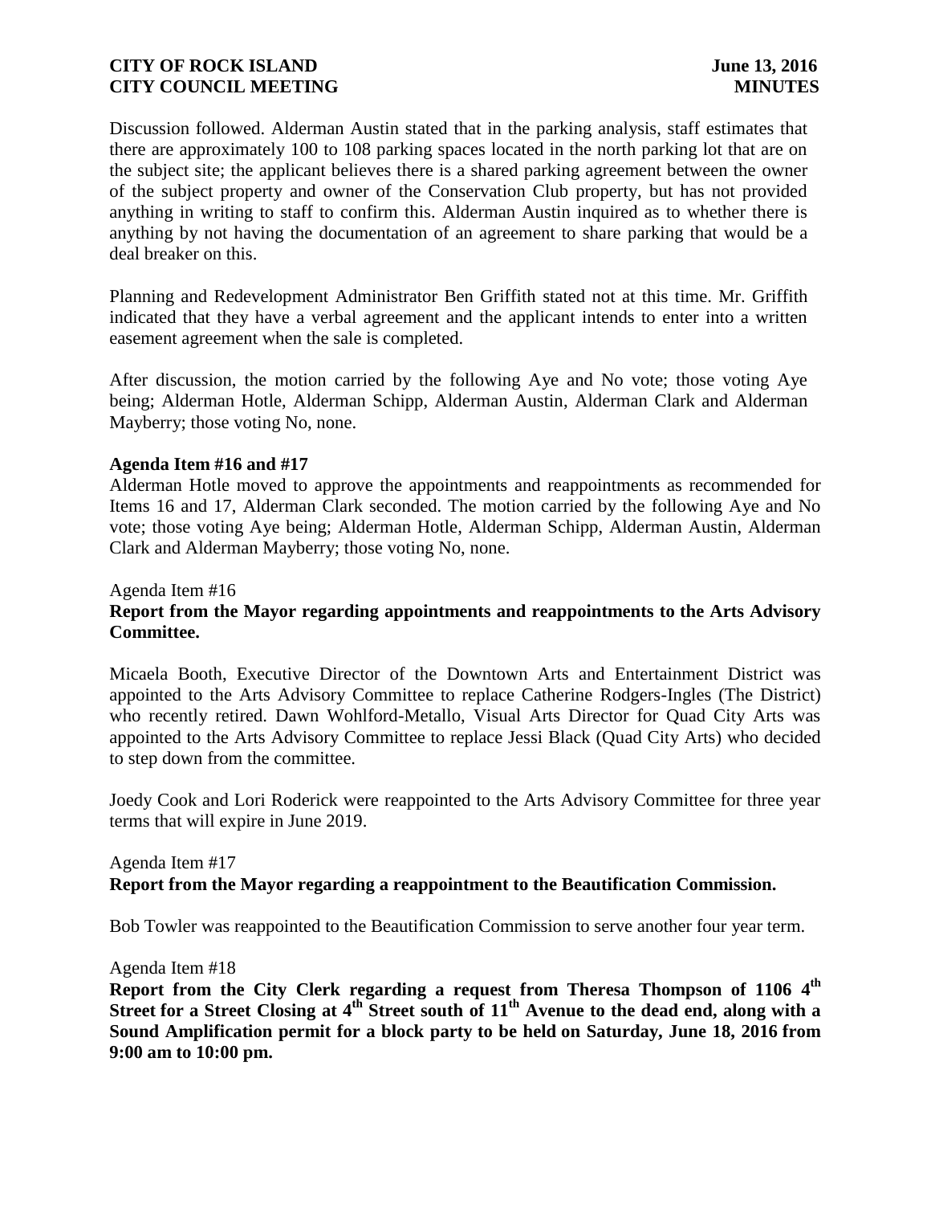Discussion followed. Alderman Austin stated that in the parking analysis, staff estimates that there are approximately 100 to 108 parking spaces located in the north parking lot that are on the subject site; the applicant believes there is a shared parking agreement between the owner of the subject property and owner of the Conservation Club property, but has not provided anything in writing to staff to confirm this. Alderman Austin inquired as to whether there is anything by not having the documentation of an agreement to share parking that would be a deal breaker on this.

Planning and Redevelopment Administrator Ben Griffith stated not at this time. Mr. Griffith indicated that they have a verbal agreement and the applicant intends to enter into a written easement agreement when the sale is completed.

After discussion, the motion carried by the following Aye and No vote; those voting Aye being; Alderman Hotle, Alderman Schipp, Alderman Austin, Alderman Clark and Alderman Mayberry; those voting No, none.

**Agenda Item #16 and #17**

Alderman Hotle moved to approve the appointments and reappointments as recommended for Items 16 and 17, Alderman Clark seconded. The motion carried by the following Aye and No vote; those voting Aye being; Alderman Hotle, Alderman Schipp, Alderman Austin, Alderman Clark and Alderman Mayberry; those voting No, none.

Agenda Item #16

**Report from the Mayor regarding appointments and reappointments to the Arts Advisory Committee.**

Micaela Booth, Executive Director of the Downtown Arts and Entertainment District was appointed to the Arts Advisory Committee to replace Catherine Rodgers-Ingles (The District) who recently retired. Dawn Wohlford-Metallo, Visual Arts Director for Quad City Arts was appointed to the Arts Advisory Committee to replace Jessi Black (Quad City Arts) who decided to step down from the committee.

Joedy Cook and Lori Roderick were reappointed to the Arts Advisory Committee for three year terms that will expire in June 2019.

Agenda Item #17

**Report from the Mayor regarding a reappointment to the Beautification Commission.**

Bob Towler was reappointed to the Beautification Commission to serve another four year term.

Agenda Item #18

**Report from the City Clerk regarding a request from Theresa Thompson of 1106 4th Street for a Street Closing at 4th Street south of 11th Avenue to the dead end, along with a Sound Amplification permit for a block party to be held on Saturday, June 18, 2016 from 9:00 am to 10:00 pm.**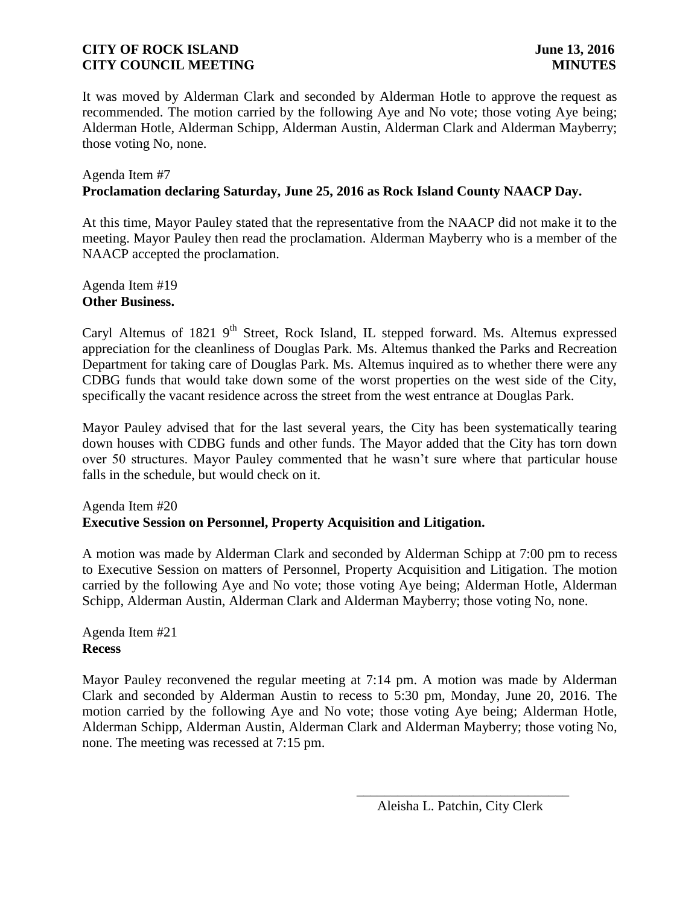It was moved by Alderman Clark and seconded by Alderman Hotle to approve the request as recommended. The motion carried by the following Aye and No vote; those voting Aye being; Alderman Hotle, Alderman Schipp, Alderman Austin, Alderman Clark and Alderman Mayberry; those voting No, none.

Agenda Item #7
**Proclamation declaring Saturday, June 25, 2016 as Rock Island County NAACP Day.**

At this time, Mayor Pauley stated that the representative from the NAACP did not make it to the meeting. Mayor Pauley then read the proclamation. Alderman Mayberry who is a member of the NAACP accepted the proclamation.

Agenda Item #19
**Other Business.**

Caryl Altemus of 1821 9th Street, Rock Island, IL stepped forward. Ms. Altemus expressed appreciation for the cleanliness of Douglas Park. Ms. Altemus thanked the Parks and Recreation Department for taking care of Douglas Park. Ms. Altemus inquired as to whether there were any CDBG funds that would take down some of the worst properties on the west side of the City, specifically the vacant residence across the street from the west entrance at Douglas Park.

Mayor Pauley advised that for the last several years, the City has been systematically tearing down houses with CDBG funds and other funds. The Mayor added that the City has torn down over 50 structures. Mayor Pauley commented that he wasn't sure where that particular house falls in the schedule, but would check on it.

Agenda Item #20
**Executive Session on Personnel, Property Acquisition and Litigation.**

A motion was made by Alderman Clark and seconded by Alderman Schipp at 7:00 pm to recess to Executive Session on matters of Personnel, Property Acquisition and Litigation. The motion carried by the following Aye and No vote; those voting Aye being; Alderman Hotle, Alderman Schipp, Alderman Austin, Alderman Clark and Alderman Mayberry; those voting No, none.

Agenda Item #21
**Recess**

Mayor Pauley reconvened the regular meeting at 7:14 pm. A motion was made by Alderman Clark and seconded by Alderman Austin to recess to 5:30 pm, Monday, June 20, 2016. The motion carried by the following Aye and No vote; those voting Aye being; Alderman Hotle, Alderman Schipp, Alderman Austin, Alderman Clark and Alderman Mayberry; those voting No, none. The meeting was recessed at 7:15 pm.

\_\_\_\_\_\_\_\_\_\_\_\_\_\_\_\_\_\_\_\_\_\_\_\_\_\_\_\_\_\_\_\_
Aleisha L. Patchin, City Clerk